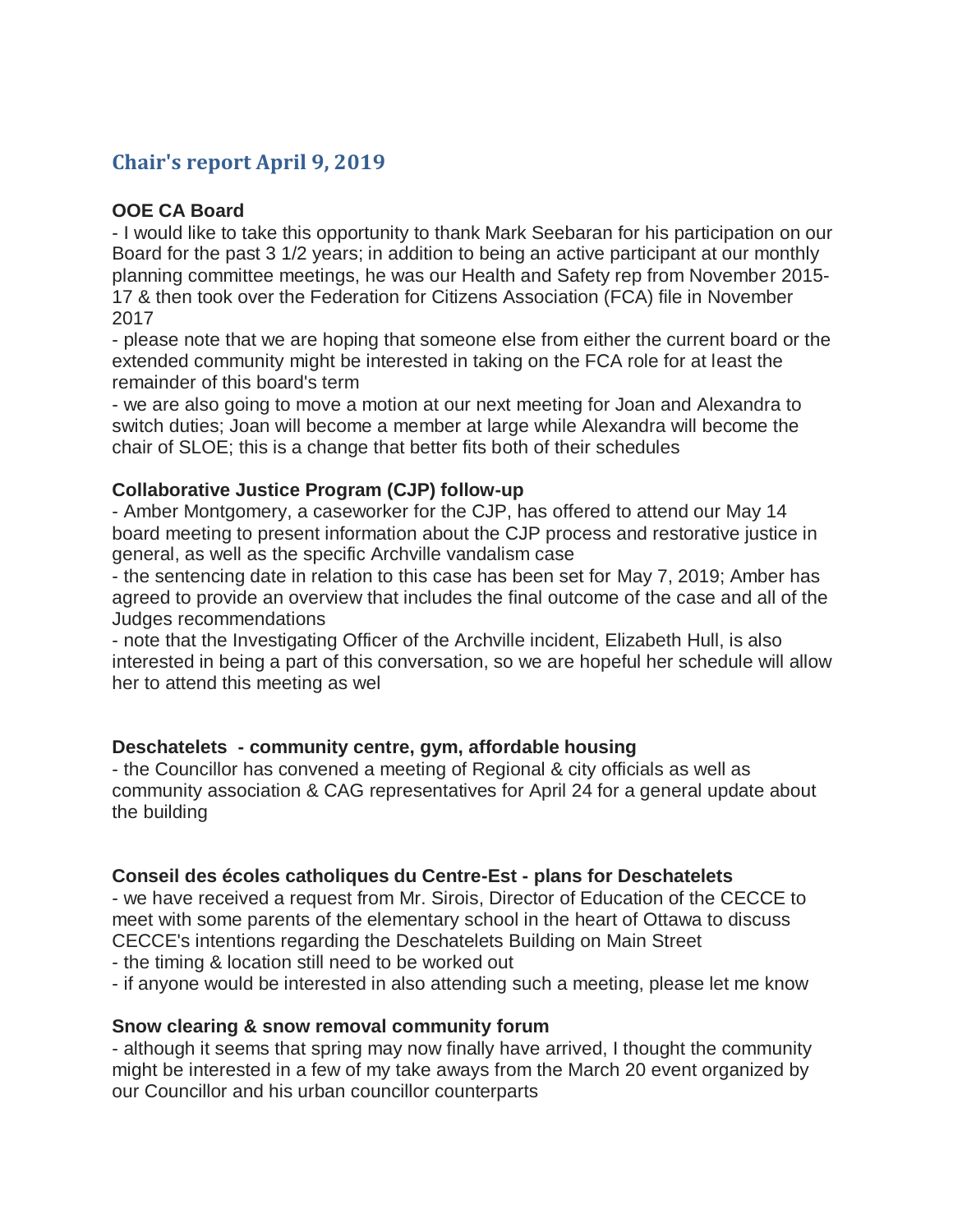# Chair's report April 9, 2019

**OOE CA Board**

- I would like to take this opportunity to thank Mark Seebaran for his participation on our Board for the past 3 1/2 years; in addition to being an active participant at our monthly planning committee meetings, he was our Health and Safety rep from November 2015-17 & then took over the Federation for Citizens Association (FCA) file in November 2017
- please note that we are hoping that someone else from either the current board or the extended community might be interested in taking on the FCA role for at least the remainder of this board's term
- we are also going to move a motion at our next meeting for Joan and Alexandra to switch duties; Joan will become a member at large while Alexandra will become the chair of SLOE; this is a change that better fits both of their schedules

**Collaborative Justice Program (CJP) follow-up**

- Amber Montgomery, a caseworker for the CJP, has offered to attend our May 14 board meeting to present information about the CJP process and restorative justice in general, as well as the specific Archville vandalism case
- the sentencing date in relation to this case has been set for May 7, 2019; Amber has agreed to provide an overview that includes the final outcome of the case and all of the Judges recommendations
- note that the Investigating Officer of the Archville incident, Elizabeth Hull, is also interested in being a part of this conversation, so we are hopeful her schedule will allow her to attend this meeting as wel

**Deschatelets - community centre, gym, affordable housing**

- the Councillor has convened a meeting of Regional & city officials as well as community association & CAG representatives for April 24 for a general update about the building

**Conseil des écoles catholiques du Centre-Est - plans for Deschatelets**

- we have received a request from Mr. Sirois, Director of Education of the CECCE to meet with some parents of the elementary school in the heart of Ottawa to discuss CECCE's intentions regarding the Deschatelets Building on Main Street
- the timing & location still need to be worked out
- if anyone would be interested in also attending such a meeting, please let me know

**Snow clearing & snow removal community forum**

- although it seems that spring may now finally have arrived, I thought the community might be interested in a few of my take aways from the March 20 event organized by our Councillor and his urban councillor counterparts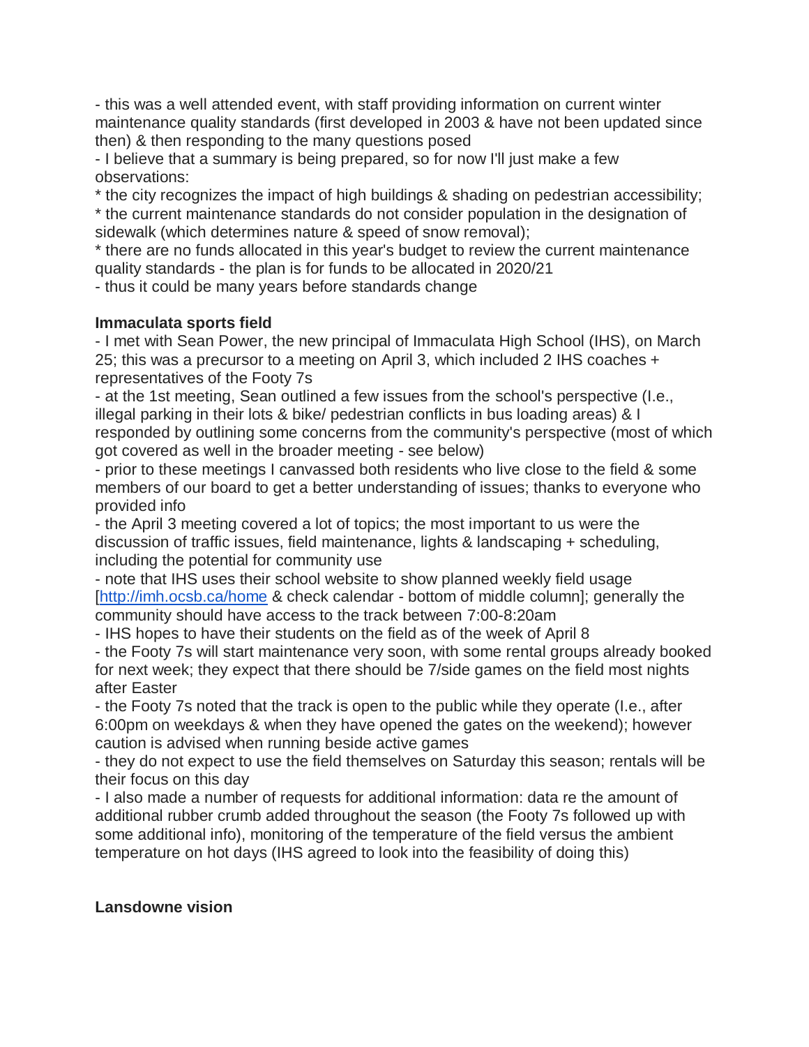- this was a well attended event, with staff providing information on current winter maintenance quality standards (first developed in 2003 & have not been updated since then) & then responding to the many questions posed
- I believe that a summary is being prepared, so for now I'll just make a few observations:
* the city recognizes the impact of high buildings & shading on pedestrian accessibility;
* the current maintenance standards do not consider population in the designation of sidewalk (which determines nature & speed of snow removal);
* there are no funds allocated in this year's budget to review the current maintenance quality standards - the plan is for funds to be allocated in 2020/21
- thus it could be many years before standards change

**Immaculata sports field**

- I met with Sean Power, the new principal of Immaculata High School (IHS), on March 25; this was a precursor to a meeting on April 3, which included 2 IHS coaches + representatives of the Footy 7s
- at the 1st meeting, Sean outlined a few issues from the school's perspective (I.e., illegal parking in their lots & bike/ pedestrian conflicts in bus loading areas) & I responded by outlining some concerns from the community's perspective (most of which got covered as well in the broader meeting - see below)
- prior to these meetings I canvassed both residents who live close to the field & some members of our board to get a better understanding of issues; thanks to everyone who provided info
- the April 3 meeting covered a lot of topics; the most important to us were the discussion of traffic issues, field maintenance, lights & landscaping + scheduling, including the potential for community use
- note that IHS uses their school website to show planned weekly field usage [http://imh.ocsb.ca/home & check calendar - bottom of middle column]; generally the community should have access to the track between 7:00-8:20am
- IHS hopes to have their students on the field as of the week of April 8
- the Footy 7s will start maintenance very soon, with some rental groups already booked for next week; they expect that there should be 7/side games on the field most nights after Easter
- the Footy 7s noted that the track is open to the public while they operate (I.e., after 6:00pm on weekdays & when they have opened the gates on the weekend); however caution is advised when running beside active games
- they do not expect to use the field themselves on Saturday this season; rentals will be their focus on this day
- I also made a number of requests for additional information: data re the amount of additional rubber crumb added throughout the season (the Footy 7s followed up with some additional info), monitoring of the temperature of the field versus the ambient temperature on hot days (IHS agreed to look into the feasibility of doing this)

**Lansdowne vision**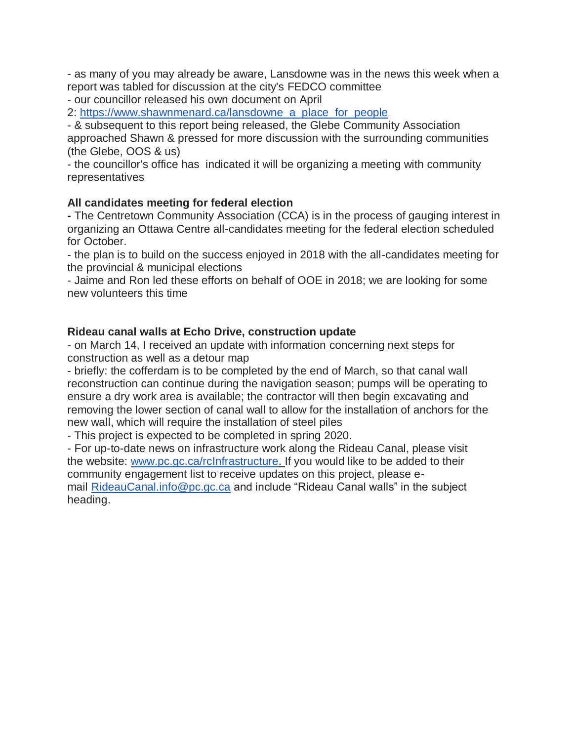- as many of you may already be aware, Lansdowne was in the news this week when a report was tabled for discussion at the city's FEDCO committee
- our councillor released his own document on April 2: [https://www.shawnmenard.ca/lansdowne_a_place_for_people](https://www.shawnmenard.ca/lansdowne_a_place_for_people)
- & subsequent to this report being released, the Glebe Community Association approached Shawn & pressed for more discussion with the surrounding communities (the Glebe, OOS & us)
- the councillor's office has indicated it will be organizing a meeting with community representatives

**All candidates meeting for federal election**

- The Centretown Community Association (CCA) is in the process of gauging interest in organizing an Ottawa Centre all-candidates meeting for the federal election scheduled for October.
- the plan is to build on the success enjoyed in 2018 with the all-candidates meeting for the provincial & municipal elections
- Jaime and Ron led these efforts on behalf of OOE in 2018; we are looking for some new volunteers this time

**Rideau canal walls at Echo Drive, construction update**

- on March 14, I received an update with information concerning next steps for construction as well as a detour map
- briefly: the cofferdam is to be completed by the end of March, so that canal wall reconstruction can continue during the navigation season; pumps will be operating to ensure a dry work area is available; the contractor will then begin excavating and removing the lower section of canal wall to allow for the installation of anchors for the new wall, which will require the installation of steel piles
- This project is expected to be completed in spring 2020.
- For up-to-date news on infrastructure work along the Rideau Canal, please visit the website: [www.pc.gc.ca/rcInfrastructure](www.pc.gc.ca/rcInfrastructure). If you would like to be added to their community engagement list to receive updates on this project, please e-mail [RideauCanal.info@pc.gc.ca](mailto:RideauCanal.info@pc.gc.ca) and include "Rideau Canal walls" in the subject heading.